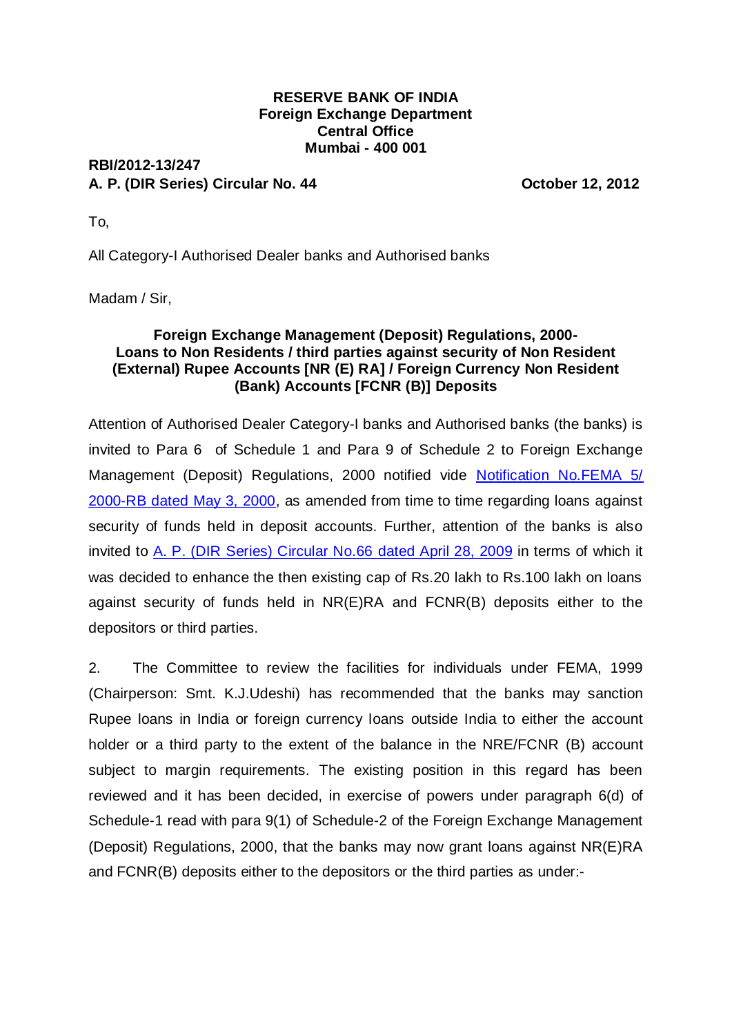**RESERVE BANK OF INDIA**
**Foreign Exchange Department**
**Central Office**
**Mumbai - 400 001**

**RBI/2012-13/247**
**A. P. (DIR Series) Circular No. 44** **October 12, 2012**

To,

All Category-I Authorised Dealer banks and Authorised banks

Madam / Sir,

**Foreign Exchange Management (Deposit) Regulations, 2000- Loans to Non Residents / third parties against security of Non Resident (External) Rupee Accounts [NR (E) RA] / Foreign Currency Non Resident (Bank) Accounts [FCNR (B)] Deposits**

Attention of Authorised Dealer Category-I banks and Authorised banks (the banks) is invited to Para 6 of Schedule 1 and Para 9 of Schedule 2 to Foreign Exchange Management (Deposit) Regulations, 2000 notified vide Notification No.FEMA 5/ 2000-RB dated May 3, 2000, as amended from time to time regarding loans against security of funds held in deposit accounts. Further, attention of the banks is also invited to A. P. (DIR Series) Circular No.66 dated April 28, 2009 in terms of which it was decided to enhance the then existing cap of Rs.20 lakh to Rs.100 lakh on loans against security of funds held in NR(E)RA and FCNR(B) deposits either to the depositors or third parties.

2. The Committee to review the facilities for individuals under FEMA, 1999 (Chairperson: Smt. K.J.Udeshi) has recommended that the banks may sanction Rupee loans in India or foreign currency loans outside India to either the account holder or a third party to the extent of the balance in the NRE/FCNR (B) account subject to margin requirements. The existing position in this regard has been reviewed and it has been decided, in exercise of powers under paragraph 6(d) of Schedule-1 read with para 9(1) of Schedule-2 of the Foreign Exchange Management (Deposit) Regulations, 2000, that the banks may now grant loans against NR(E)RA and FCNR(B) deposits either to the depositors or the third parties as under:-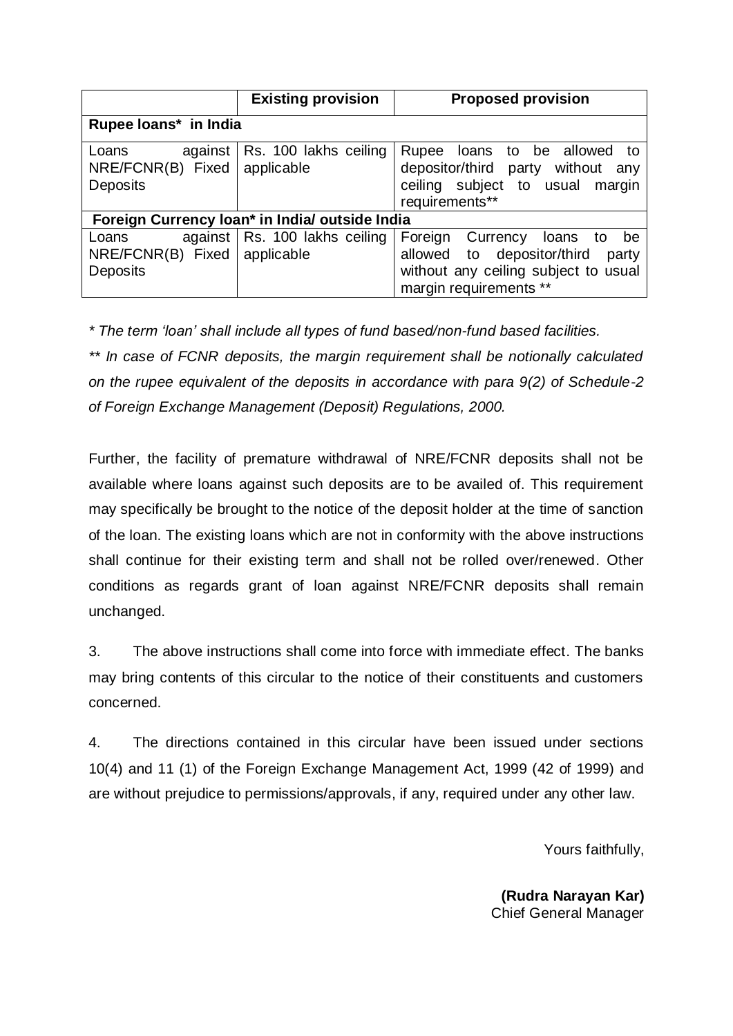| | Existing provision | Proposed provision |
|---|---|---|
| **Rupee loans* in India** | | |
| Loans against NRE/FCNR(B) Fixed Deposits | Rs. 100 lakhs ceiling applicable | Rupee loans to be allowed to depositor/third party without any ceiling subject to usual margin requirements** |
| **Foreign Currency loan* in India/ outside India** | | |
| Loans against NRE/FCNR(B) Fixed Deposits | Rs. 100 lakhs ceiling applicable | Foreign Currency loans to be allowed to depositor/third party without any ceiling subject to usual margin requirements ** |

*\* The term 'loan' shall include all types of fund based/non-fund based facilities.*

*\*\* In case of FCNR deposits, the margin requirement shall be notionally calculated on the rupee equivalent of the deposits in accordance with para 9(2) of Schedule-2 of Foreign Exchange Management (Deposit) Regulations, 2000.*

Further, the facility of premature withdrawal of NRE/FCNR deposits shall not be available where loans against such deposits are to be availed of. This requirement may specifically be brought to the notice of the deposit holder at the time of sanction of the loan. The existing loans which are not in conformity with the above instructions shall continue for their existing term and shall not be rolled over/renewed. Other conditions as regards grant of loan against NRE/FCNR deposits shall remain unchanged.

3. The above instructions shall come into force with immediate effect. The banks may bring contents of this circular to the notice of their constituents and customers concerned.

4. The directions contained in this circular have been issued under sections 10(4) and 11 (1) of the Foreign Exchange Management Act, 1999 (42 of 1999) and are without prejudice to permissions/approvals, if any, required under any other law.

Yours faithfully,

**(Rudra Narayan Kar)**
Chief General Manager